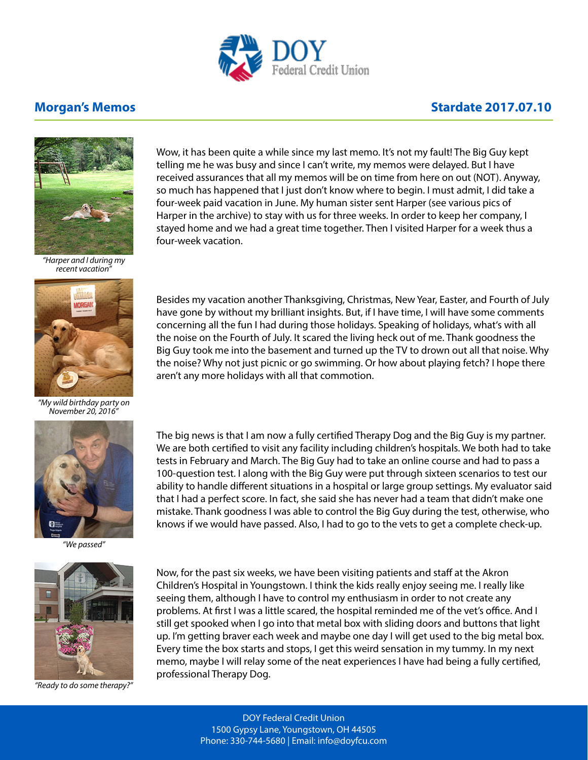DOY Federal Credit Union

## Morgan's Memos

## Stardate 2017.07.10

Wow, it has been quite a while since my last memo. It's not my fault! The Big Guy kept telling me he was busy and since I can't write, my memos were delayed. But I have received assurances that all my memos will be on time from here on out (NOT). Anyway, so much has happened that I just don't know where to begin. I must admit, I did take a four-week paid vacation in June. My human sister sent Harper (see various pics of Harper in the archive) to stay with us for three weeks. In order to keep her company, I stayed home and we had a great time together. Then I visited Harper for a week thus a four-week vacation.

*"Harper and I during my recent vacation"*

Besides my vacation another Thanksgiving, Christmas, New Year, Easter, and Fourth of July have gone by without my brilliant insights. But, if I have time, I will have some comments concerning all the fun I had during those holidays. Speaking of holidays, what's with all the noise on the Fourth of July. It scared the living heck out of me. Thank goodness the Big Guy took me into the basement and turned up the TV to drown out all that noise. Why the noise? Why not just picnic or go swimming. Or how about playing fetch? I hope there aren't any more holidays with all that commotion.

*"My wild birthday party on November 20, 2016"*

The big news is that I am now a fully certified Therapy Dog and the Big Guy is my partner. We are both certified to visit any facility including children's hospitals. We both had to take tests in February and March. The Big Guy had to take an online course and had to pass a 100-question test. I along with the Big Guy were put through sixteen scenarios to test our ability to handle different situations in a hospital or large group settings. My evaluator said that I had a perfect score. In fact, she said she has never had a team that didn't make one mistake. Thank goodness I was able to control the Big Guy during the test, otherwise, who knows if we would have passed. Also, I had to go to the vets to get a complete check-up.

*"We passed"*

Now, for the past six weeks, we have been visiting patients and staff at the Akron Children's Hospital in Youngstown. I think the kids really enjoy seeing me. I really like seeing them, although I have to control my enthusiasm in order to not create any problems. At first I was a little scared, the hospital reminded me of the vet's office. And I still get spooked when I go into that metal box with sliding doors and buttons that light up. I'm getting braver each week and maybe one day I will get used to the big metal box. Every time the box starts and stops, I get this weird sensation in my tummy. In my next memo, maybe I will relay some of the neat experiences I have had being a fully certified, professional Therapy Dog.

*"Ready to do some therapy?"*

DOY Federal Credit Union
1500 Gypsy Lane, Youngstown, OH 44505
Phone: 330-744-5680 | Email: info@doyfcu.com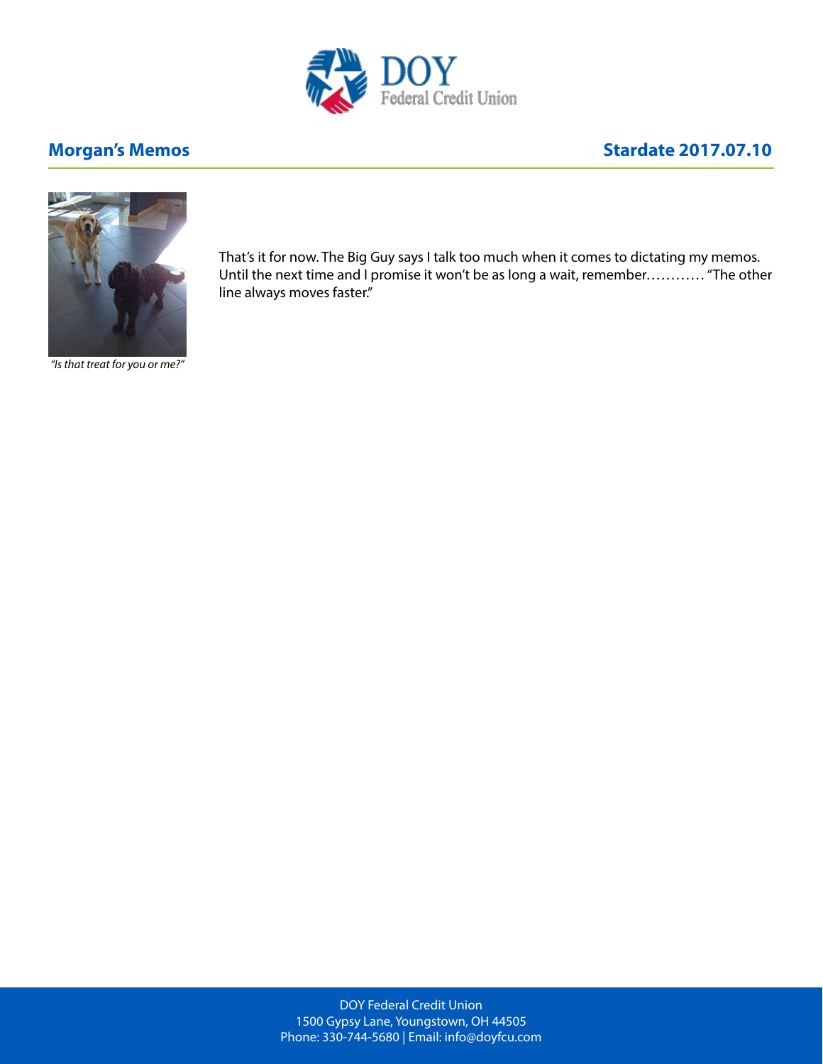## Morgan's Memos

## Stardate 2017.07.10

*"Is that treat for you or me?"*

That's it for now. The Big Guy says I talk too much when it comes to dictating my memos. Until the next time and I promise it won't be as long a wait, remember………… "The other line always moves faster."

DOY Federal Credit Union
1500 Gypsy Lane, Youngstown, OH 44505
Phone: 330-744-5680 | Email: info@doyfcu.com